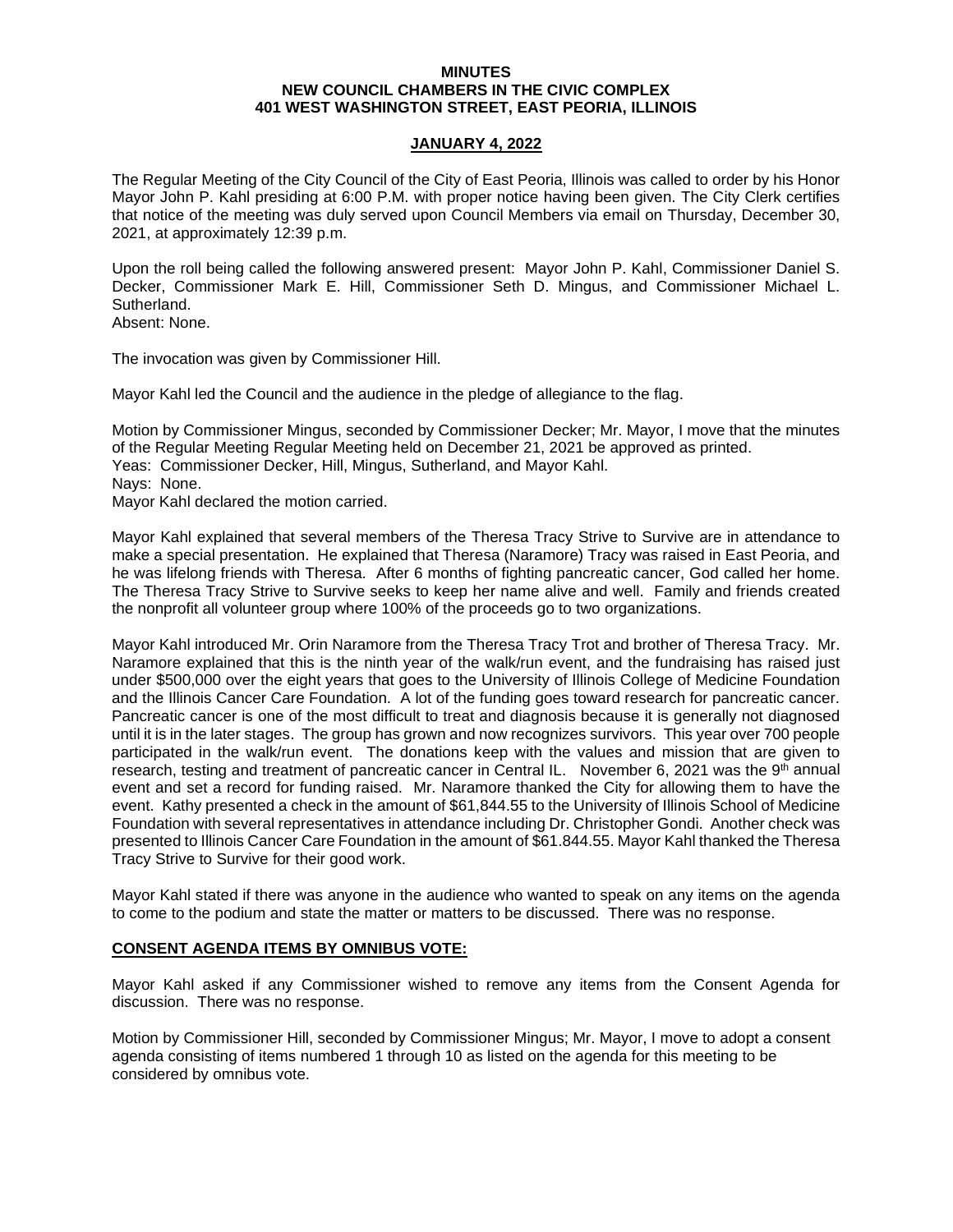**MINUTES**
**NEW COUNCIL CHAMBERS IN THE CIVIC COMPLEX**
**401 WEST WASHINGTON STREET, EAST PEORIA, ILLINOIS**

**JANUARY 4, 2022**

The Regular Meeting of the City Council of the City of East Peoria, Illinois was called to order by his Honor Mayor John P. Kahl presiding at 6:00 P.M. with proper notice having been given. The City Clerk certifies that notice of the meeting was duly served upon Council Members via email on Thursday, December 30, 2021, at approximately 12:39 p.m.

Upon the roll being called the following answered present: Mayor John P. Kahl, Commissioner Daniel S. Decker, Commissioner Mark E. Hill, Commissioner Seth D. Mingus, and Commissioner Michael L. Sutherland.
Absent: None.

The invocation was given by Commissioner Hill.

Mayor Kahl led the Council and the audience in the pledge of allegiance to the flag.

Motion by Commissioner Mingus, seconded by Commissioner Decker; Mr. Mayor, I move that the minutes of the Regular Meeting Regular Meeting held on December 21, 2021 be approved as printed.
Yeas: Commissioner Decker, Hill, Mingus, Sutherland, and Mayor Kahl.
Nays: None.
Mayor Kahl declared the motion carried.

Mayor Kahl explained that several members of the Theresa Tracy Strive to Survive are in attendance to make a special presentation. He explained that Theresa (Naramore) Tracy was raised in East Peoria, and he was lifelong friends with Theresa. After 6 months of fighting pancreatic cancer, God called her home. The Theresa Tracy Strive to Survive seeks to keep her name alive and well. Family and friends created the nonprofit all volunteer group where 100% of the proceeds go to two organizations.

Mayor Kahl introduced Mr. Orin Naramore from the Theresa Tracy Trot and brother of Theresa Tracy. Mr. Naramore explained that this is the ninth year of the walk/run event, and the fundraising has raised just under $500,000 over the eight years that goes to the University of Illinois College of Medicine Foundation and the Illinois Cancer Care Foundation. A lot of the funding goes toward research for pancreatic cancer. Pancreatic cancer is one of the most difficult to treat and diagnosis because it is generally not diagnosed until it is in the later stages. The group has grown and now recognizes survivors. This year over 700 people participated in the walk/run event. The donations keep with the values and mission that are given to research, testing and treatment of pancreatic cancer in Central IL. November 6, 2021 was the 9th annual event and set a record for funding raised. Mr. Naramore thanked the City for allowing them to have the event. Kathy presented a check in the amount of $61,844.55 to the University of Illinois School of Medicine Foundation with several representatives in attendance including Dr. Christopher Gondi. Another check was presented to Illinois Cancer Care Foundation in the amount of $61.844.55. Mayor Kahl thanked the Theresa Tracy Strive to Survive for their good work.

Mayor Kahl stated if there was anyone in the audience who wanted to speak on any items on the agenda to come to the podium and state the matter or matters to be discussed. There was no response.

**CONSENT AGENDA ITEMS BY OMNIBUS VOTE:**

Mayor Kahl asked if any Commissioner wished to remove any items from the Consent Agenda for discussion. There was no response.

Motion by Commissioner Hill, seconded by Commissioner Mingus; Mr. Mayor, I move to adopt a consent agenda consisting of items numbered 1 through 10 as listed on the agenda for this meeting to be considered by omnibus vote.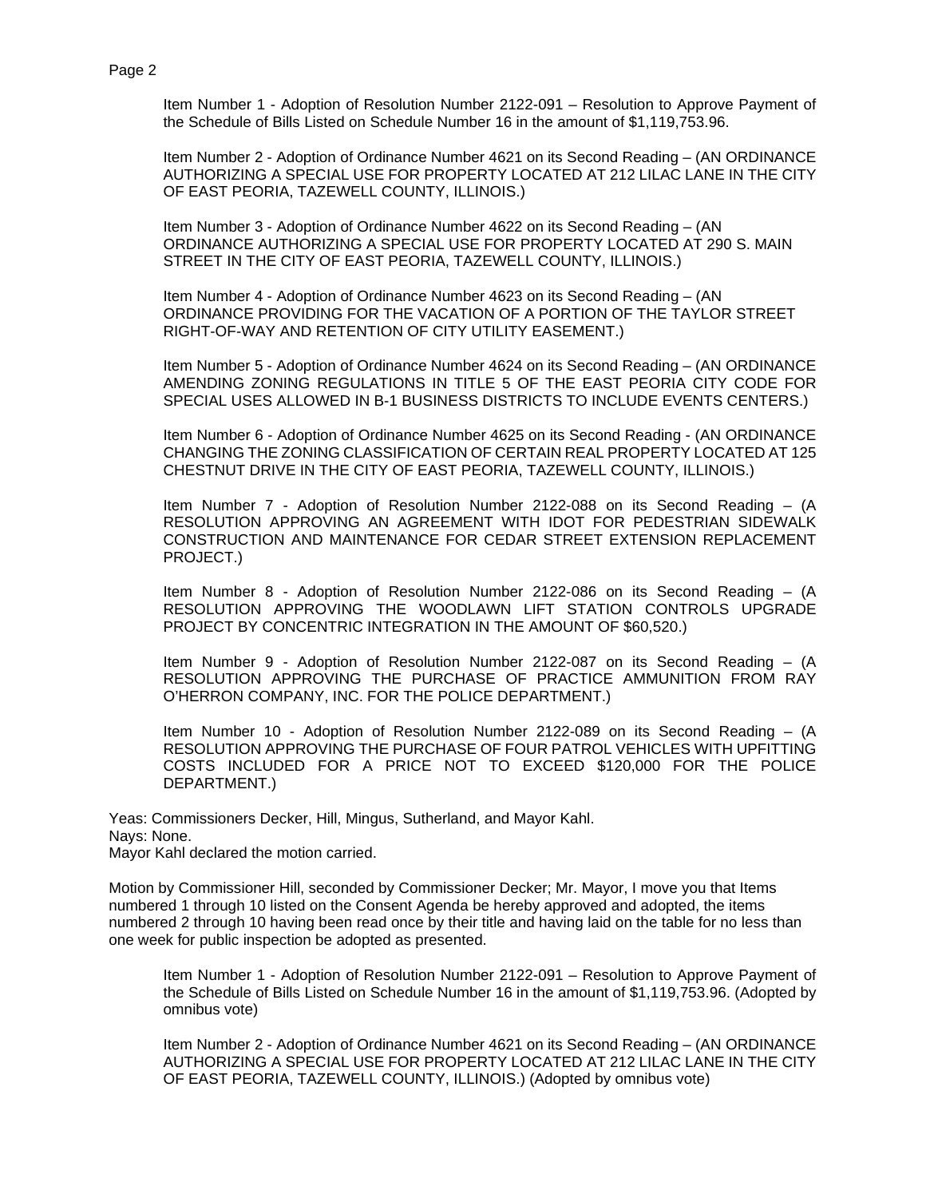Item Number 1 - Adoption of Resolution Number 2122-091 – Resolution to Approve Payment of the Schedule of Bills Listed on Schedule Number 16 in the amount of $1,119,753.96.

Item Number 2 - Adoption of Ordinance Number 4621 on its Second Reading – (AN ORDINANCE AUTHORIZING A SPECIAL USE FOR PROPERTY LOCATED AT 212 LILAC LANE IN THE CITY OF EAST PEORIA, TAZEWELL COUNTY, ILLINOIS.)

Item Number 3 - Adoption of Ordinance Number 4622 on its Second Reading – (AN ORDINANCE AUTHORIZING A SPECIAL USE FOR PROPERTY LOCATED AT 290 S. MAIN STREET IN THE CITY OF EAST PEORIA, TAZEWELL COUNTY, ILLINOIS.)

Item Number 4 - Adoption of Ordinance Number 4623 on its Second Reading – (AN ORDINANCE PROVIDING FOR THE VACATION OF A PORTION OF THE TAYLOR STREET RIGHT-OF-WAY AND RETENTION OF CITY UTILITY EASEMENT.)

Item Number 5 - Adoption of Ordinance Number 4624 on its Second Reading – (AN ORDINANCE AMENDING ZONING REGULATIONS IN TITLE 5 OF THE EAST PEORIA CITY CODE FOR SPECIAL USES ALLOWED IN B-1 BUSINESS DISTRICTS TO INCLUDE EVENTS CENTERS.)

Item Number 6 - Adoption of Ordinance Number 4625 on its Second Reading - (AN ORDINANCE CHANGING THE ZONING CLASSIFICATION OF CERTAIN REAL PROPERTY LOCATED AT 125 CHESTNUT DRIVE IN THE CITY OF EAST PEORIA, TAZEWELL COUNTY, ILLINOIS.)

Item Number 7 - Adoption of Resolution Number 2122-088 on its Second Reading – (A RESOLUTION APPROVING AN AGREEMENT WITH IDOT FOR PEDESTRIAN SIDEWALK CONSTRUCTION AND MAINTENANCE FOR CEDAR STREET EXTENSION REPLACEMENT PROJECT.)

Item Number 8 - Adoption of Resolution Number 2122-086 on its Second Reading – (A RESOLUTION APPROVING THE WOODLAWN LIFT STATION CONTROLS UPGRADE PROJECT BY CONCENTRIC INTEGRATION IN THE AMOUNT OF $60,520.)

Item Number 9 - Adoption of Resolution Number 2122-087 on its Second Reading – (A RESOLUTION APPROVING THE PURCHASE OF PRACTICE AMMUNITION FROM RAY O'HERRON COMPANY, INC. FOR THE POLICE DEPARTMENT.)

Item Number 10 - Adoption of Resolution Number 2122-089 on its Second Reading – (A RESOLUTION APPROVING THE PURCHASE OF FOUR PATROL VEHICLES WITH UPFITTING COSTS INCLUDED FOR A PRICE NOT TO EXCEED $120,000 FOR THE POLICE DEPARTMENT.)

Yeas: Commissioners Decker, Hill, Mingus, Sutherland, and Mayor Kahl.
Nays: None.
Mayor Kahl declared the motion carried.

Motion by Commissioner Hill, seconded by Commissioner Decker; Mr. Mayor, I move you that Items numbered 1 through 10 listed on the Consent Agenda be hereby approved and adopted, the items numbered 2 through 10 having been read once by their title and having laid on the table for no less than one week for public inspection be adopted as presented.

Item Number 1 - Adoption of Resolution Number 2122-091 – Resolution to Approve Payment of the Schedule of Bills Listed on Schedule Number 16 in the amount of $1,119,753.96. (Adopted by omnibus vote)

Item Number 2 - Adoption of Ordinance Number 4621 on its Second Reading – (AN ORDINANCE AUTHORIZING A SPECIAL USE FOR PROPERTY LOCATED AT 212 LILAC LANE IN THE CITY OF EAST PEORIA, TAZEWELL COUNTY, ILLINOIS.) (Adopted by omnibus vote)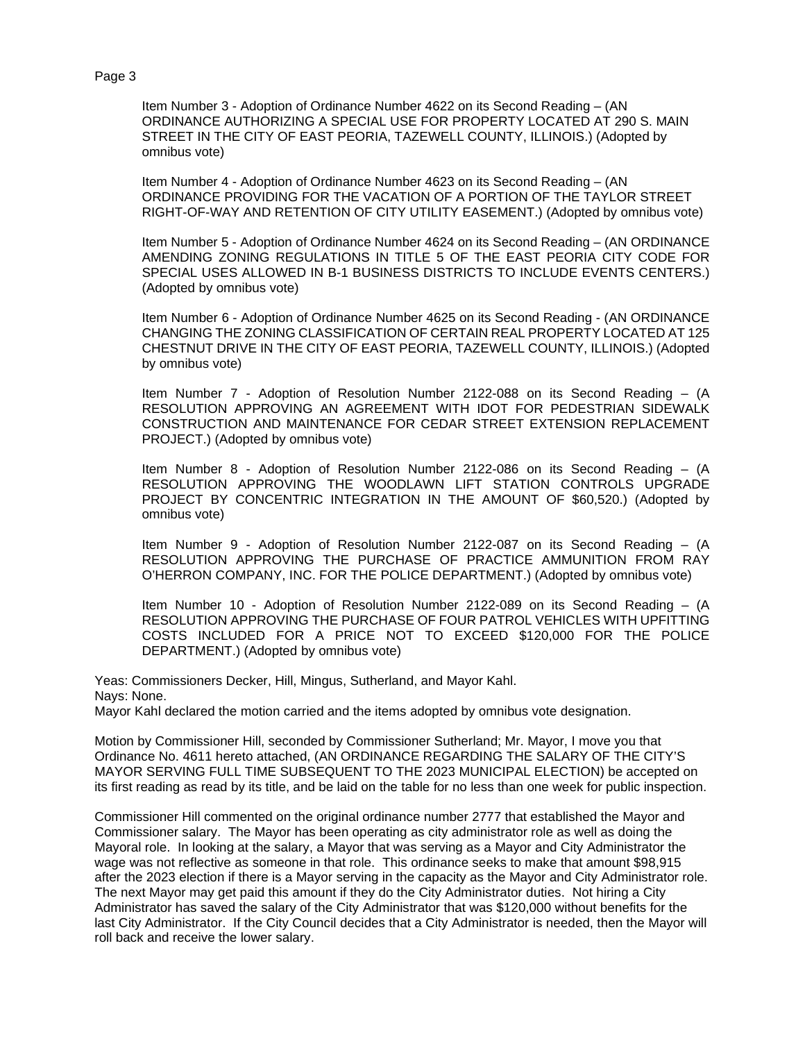Item Number 3 - Adoption of Ordinance Number 4622 on its Second Reading – (AN ORDINANCE AUTHORIZING A SPECIAL USE FOR PROPERTY LOCATED AT 290 S. MAIN STREET IN THE CITY OF EAST PEORIA, TAZEWELL COUNTY, ILLINOIS.) (Adopted by omnibus vote)

Item Number 4 - Adoption of Ordinance Number 4623 on its Second Reading – (AN ORDINANCE PROVIDING FOR THE VACATION OF A PORTION OF THE TAYLOR STREET RIGHT-OF-WAY AND RETENTION OF CITY UTILITY EASEMENT.) (Adopted by omnibus vote)

Item Number 5 - Adoption of Ordinance Number 4624 on its Second Reading – (AN ORDINANCE AMENDING ZONING REGULATIONS IN TITLE 5 OF THE EAST PEORIA CITY CODE FOR SPECIAL USES ALLOWED IN B-1 BUSINESS DISTRICTS TO INCLUDE EVENTS CENTERS.) (Adopted by omnibus vote)

Item Number 6 - Adoption of Ordinance Number 4625 on its Second Reading - (AN ORDINANCE CHANGING THE ZONING CLASSIFICATION OF CERTAIN REAL PROPERTY LOCATED AT 125 CHESTNUT DRIVE IN THE CITY OF EAST PEORIA, TAZEWELL COUNTY, ILLINOIS.) (Adopted by omnibus vote)

Item Number 7 - Adoption of Resolution Number 2122-088 on its Second Reading – (A RESOLUTION APPROVING AN AGREEMENT WITH IDOT FOR PEDESTRIAN SIDEWALK CONSTRUCTION AND MAINTENANCE FOR CEDAR STREET EXTENSION REPLACEMENT PROJECT.) (Adopted by omnibus vote)

Item Number 8 - Adoption of Resolution Number 2122-086 on its Second Reading – (A RESOLUTION APPROVING THE WOODLAWN LIFT STATION CONTROLS UPGRADE PROJECT BY CONCENTRIC INTEGRATION IN THE AMOUNT OF $60,520.) (Adopted by omnibus vote)

Item Number 9 - Adoption of Resolution Number 2122-087 on its Second Reading – (A RESOLUTION APPROVING THE PURCHASE OF PRACTICE AMMUNITION FROM RAY O'HERRON COMPANY, INC. FOR THE POLICE DEPARTMENT.) (Adopted by omnibus vote)

Item Number 10 - Adoption of Resolution Number 2122-089 on its Second Reading – (A RESOLUTION APPROVING THE PURCHASE OF FOUR PATROL VEHICLES WITH UPFITTING COSTS INCLUDED FOR A PRICE NOT TO EXCEED $120,000 FOR THE POLICE DEPARTMENT.) (Adopted by omnibus vote)

Yeas: Commissioners Decker, Hill, Mingus, Sutherland, and Mayor Kahl.
Nays: None.
Mayor Kahl declared the motion carried and the items adopted by omnibus vote designation.

Motion by Commissioner Hill, seconded by Commissioner Sutherland; Mr. Mayor, I move you that Ordinance No. 4611 hereto attached, (AN ORDINANCE REGARDING THE SALARY OF THE CITY'S MAYOR SERVING FULL TIME SUBSEQUENT TO THE 2023 MUNICIPAL ELECTION) be accepted on its first reading as read by its title, and be laid on the table for no less than one week for public inspection.

Commissioner Hill commented on the original ordinance number 2777 that established the Mayor and Commissioner salary. The Mayor has been operating as city administrator role as well as doing the Mayoral role. In looking at the salary, a Mayor that was serving as a Mayor and City Administrator the wage was not reflective as someone in that role. This ordinance seeks to make that amount $98,915 after the 2023 election if there is a Mayor serving in the capacity as the Mayor and City Administrator role. The next Mayor may get paid this amount if they do the City Administrator duties. Not hiring a City Administrator has saved the salary of the City Administrator that was $120,000 without benefits for the last City Administrator. If the City Council decides that a City Administrator is needed, then the Mayor will roll back and receive the lower salary.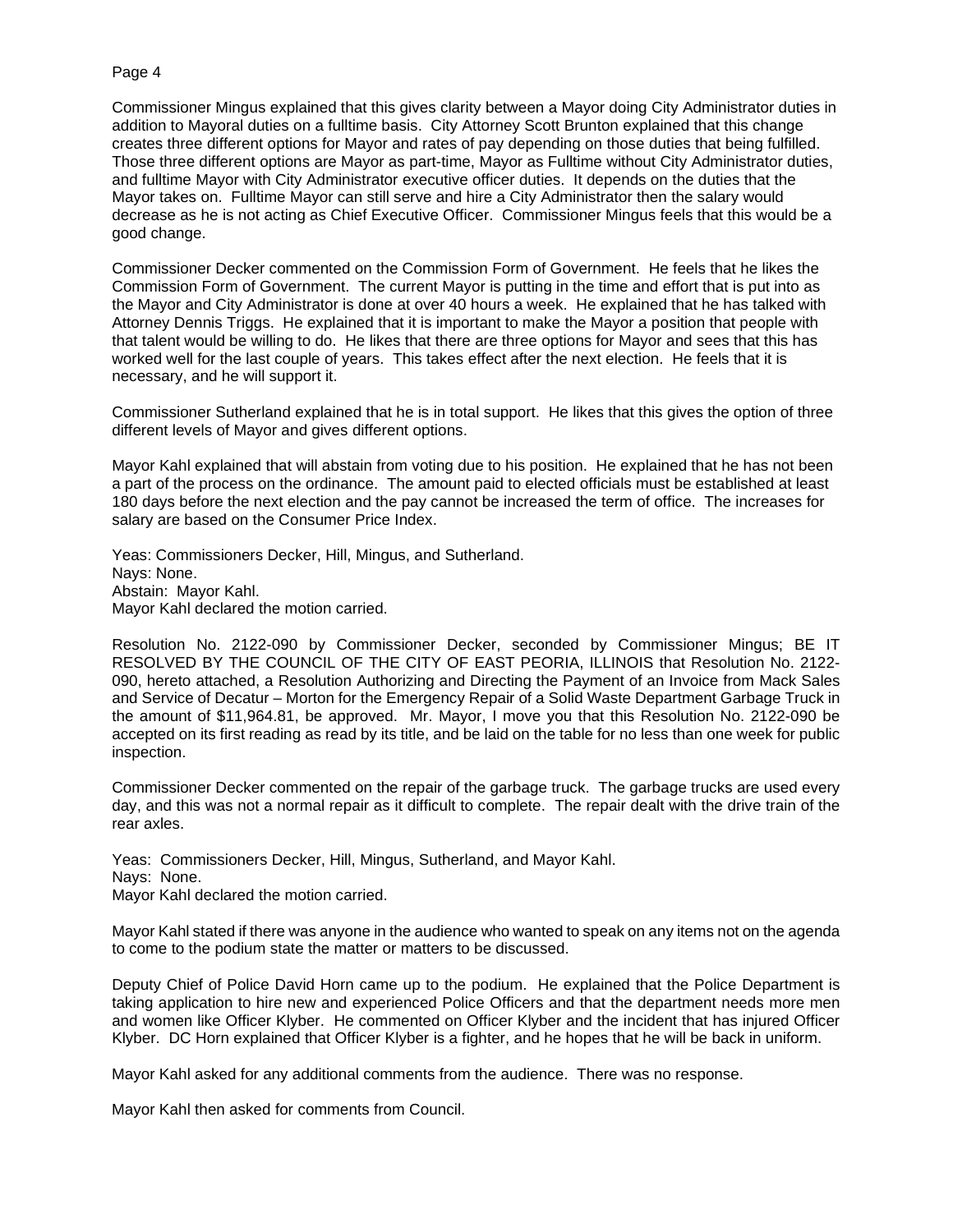Commissioner Mingus explained that this gives clarity between a Mayor doing City Administrator duties in addition to Mayoral duties on a fulltime basis. City Attorney Scott Brunton explained that this change creates three different options for Mayor and rates of pay depending on those duties that being fulfilled. Those three different options are Mayor as part-time, Mayor as Fulltime without City Administrator duties, and fulltime Mayor with City Administrator executive officer duties. It depends on the duties that the Mayor takes on. Fulltime Mayor can still serve and hire a City Administrator then the salary would decrease as he is not acting as Chief Executive Officer. Commissioner Mingus feels that this would be a good change.

Commissioner Decker commented on the Commission Form of Government. He feels that he likes the Commission Form of Government. The current Mayor is putting in the time and effort that is put into as the Mayor and City Administrator is done at over 40 hours a week. He explained that he has talked with Attorney Dennis Triggs. He explained that it is important to make the Mayor a position that people with that talent would be willing to do. He likes that there are three options for Mayor and sees that this has worked well for the last couple of years. This takes effect after the next election. He feels that it is necessary, and he will support it.

Commissioner Sutherland explained that he is in total support. He likes that this gives the option of three different levels of Mayor and gives different options.

Mayor Kahl explained that will abstain from voting due to his position. He explained that he has not been a part of the process on the ordinance. The amount paid to elected officials must be established at least 180 days before the next election and the pay cannot be increased the term of office. The increases for salary are based on the Consumer Price Index.

Yeas: Commissioners Decker, Hill, Mingus, and Sutherland.
Nays: None.
Abstain: Mayor Kahl.
Mayor Kahl declared the motion carried.

Resolution No. 2122-090 by Commissioner Decker, seconded by Commissioner Mingus; BE IT RESOLVED BY THE COUNCIL OF THE CITY OF EAST PEORIA, ILLINOIS that Resolution No. 2122-090, hereto attached, a Resolution Authorizing and Directing the Payment of an Invoice from Mack Sales and Service of Decatur – Morton for the Emergency Repair of a Solid Waste Department Garbage Truck in the amount of $11,964.81, be approved. Mr. Mayor, I move you that this Resolution No. 2122-090 be accepted on its first reading as read by its title, and be laid on the table for no less than one week for public inspection.

Commissioner Decker commented on the repair of the garbage truck. The garbage trucks are used every day, and this was not a normal repair as it difficult to complete. The repair dealt with the drive train of the rear axles.

Yeas: Commissioners Decker, Hill, Mingus, Sutherland, and Mayor Kahl.
Nays: None.
Mayor Kahl declared the motion carried.

Mayor Kahl stated if there was anyone in the audience who wanted to speak on any items not on the agenda to come to the podium state the matter or matters to be discussed.

Deputy Chief of Police David Horn came up to the podium. He explained that the Police Department is taking application to hire new and experienced Police Officers and that the department needs more men and women like Officer Klyber. He commented on Officer Klyber and the incident that has injured Officer Klyber. DC Horn explained that Officer Klyber is a fighter, and he hopes that he will be back in uniform.

Mayor Kahl asked for any additional comments from the audience. There was no response.

Mayor Kahl then asked for comments from Council.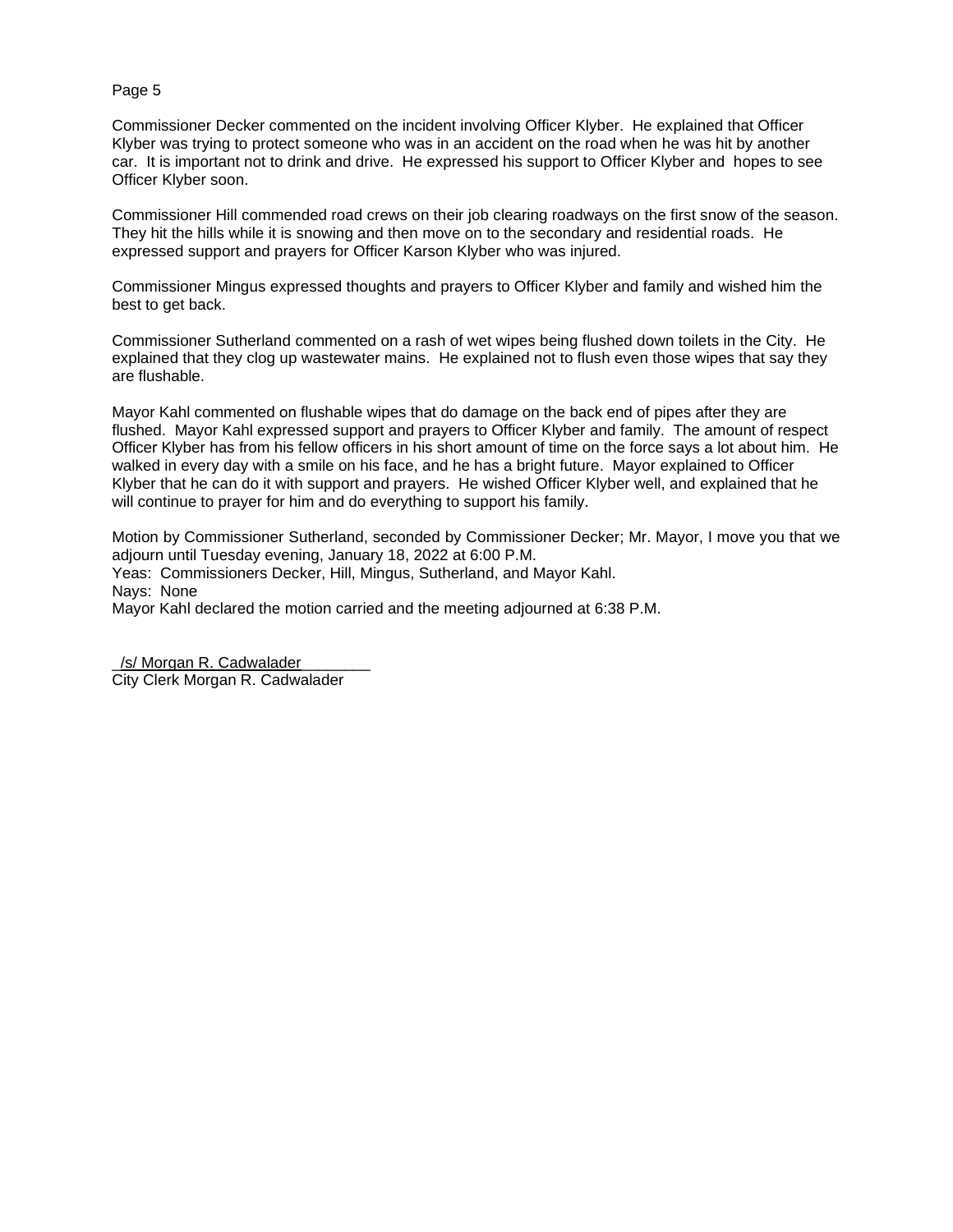Commissioner Decker commented on the incident involving Officer Klyber. He explained that Officer Klyber was trying to protect someone who was in an accident on the road when he was hit by another car. It is important not to drink and drive. He expressed his support to Officer Klyber and hopes to see Officer Klyber soon.

Commissioner Hill commended road crews on their job clearing roadways on the first snow of the season. They hit the hills while it is snowing and then move on to the secondary and residential roads. He expressed support and prayers for Officer Karson Klyber who was injured.

Commissioner Mingus expressed thoughts and prayers to Officer Klyber and family and wished him the best to get back.

Commissioner Sutherland commented on a rash of wet wipes being flushed down toilets in the City. He explained that they clog up wastewater mains. He explained not to flush even those wipes that say they are flushable.

Mayor Kahl commented on flushable wipes that do damage on the back end of pipes after they are flushed. Mayor Kahl expressed support and prayers to Officer Klyber and family. The amount of respect Officer Klyber has from his fellow officers in his short amount of time on the force says a lot about him. He walked in every day with a smile on his face, and he has a bright future. Mayor explained to Officer Klyber that he can do it with support and prayers. He wished Officer Klyber well, and explained that he will continue to prayer for him and do everything to support his family.

Motion by Commissioner Sutherland, seconded by Commissioner Decker; Mr. Mayor, I move you that we adjourn until Tuesday evening, January 18, 2022 at 6:00 P.M.
Yeas: Commissioners Decker, Hill, Mingus, Sutherland, and Mayor Kahl.
Nays: None
Mayor Kahl declared the motion carried and the meeting adjourned at 6:38 P.M.

/s/ Morgan R. Cadwalader
City Clerk Morgan R. Cadwalader